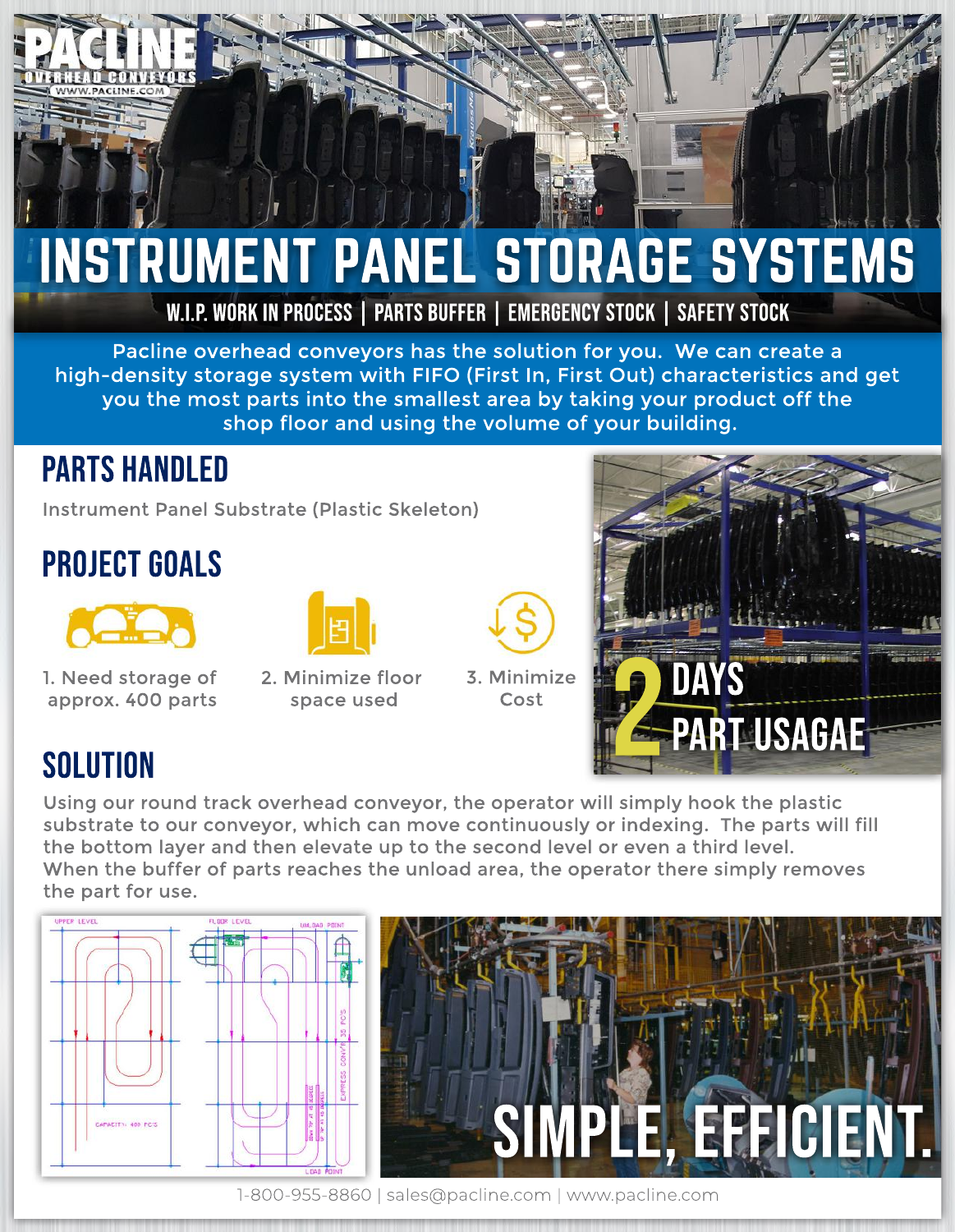# INSTRUMENT PANEL STORAGE SYSTEMS

**W.I.P. WORK IN PROCESS | PARTS BUFFER | EMERGENCY STOCK | SAFETY STOCK**

Pacline overhead conveyors has the solution for you. We can create a high-density storage system with FIFO (First In, First Out) characteristics and get you the most parts into the smallest area by taking your product off the shop floor and using the volume of your building.

## PARTS HANDLED

Instrument Panel Substrate (Plastic Skeleton)

## PROJECT GOALS

1. Need storage of approx. 400 parts
2. Minimize floor space used
3. Minimize Cost

**2 DAYS PART USAGAE**

## SOLUTION

Using our round track overhead conveyor, the operator will simply hook the plastic substrate to our conveyor, which can move continuously or indexing. The parts will fill the bottom layer and then elevate up to the second level or even a third level. When the buffer of parts reaches the unload area, the operator there simply removes the part for use.

**SIMPLE, EFFICIENT.**

1-800-955-8860 | sales@pacline.com | www.pacline.com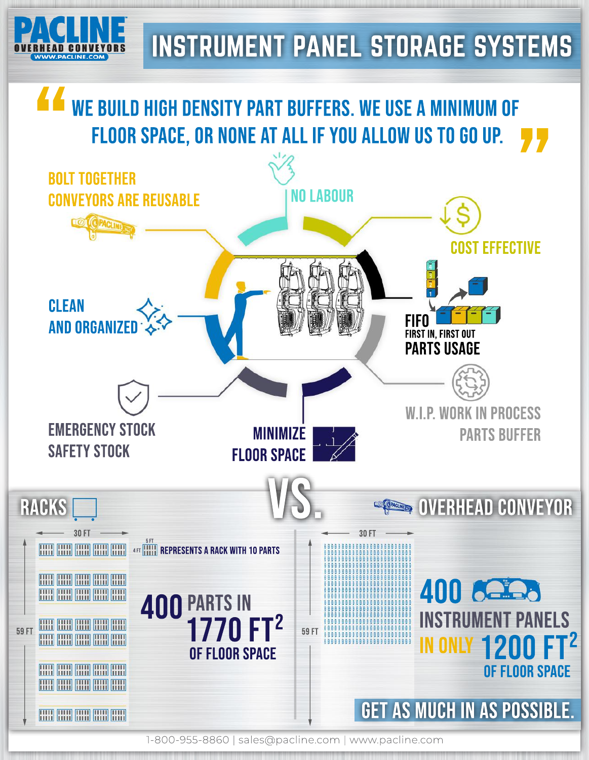# PACLINE OVERHEAD CONVEYORS

WWW.PACLINE.COM

# INSTRUMENT PANEL STORAGE SYSTEMS

> "WE BUILD HIGH DENSITY PART BUFFERS. WE USE A MINIMUM OF FLOOR SPACE, OR NONE AT ALL IF YOU ALLOW US TO GO UP."

- BOLT TOGETHER CONVEYORS ARE REUSABLE
- NO LABOUR
- COST EFFECTIVE
- CLEAN AND ORGANIZED
- FIFO FIRST IN, FIRST OUT PARTS USAGE
- EMERGENCY STOCK SAFETY STOCK
- MINIMIZE FLOOR SPACE
- W.I.P. WORK IN PROCESS PARTS BUFFER

# VS.

## RACKS

30 FT

59 FT

5 FT

4 FT

REPRESENTS A RACK WITH 10 PARTS

**400** PARTS IN **1770 FT$^2$** OF FLOOR SPACE

## OVERHEAD CONVEYOR

30 FT

59 FT

**400** INSTRUMENT PANELS IN ONLY **1200 FT$^2$** OF FLOOR SPACE

**GET AS MUCH IN AS POSSIBLE.**

1-800-955-8860 | sales@pacline.com | www.pacline.com